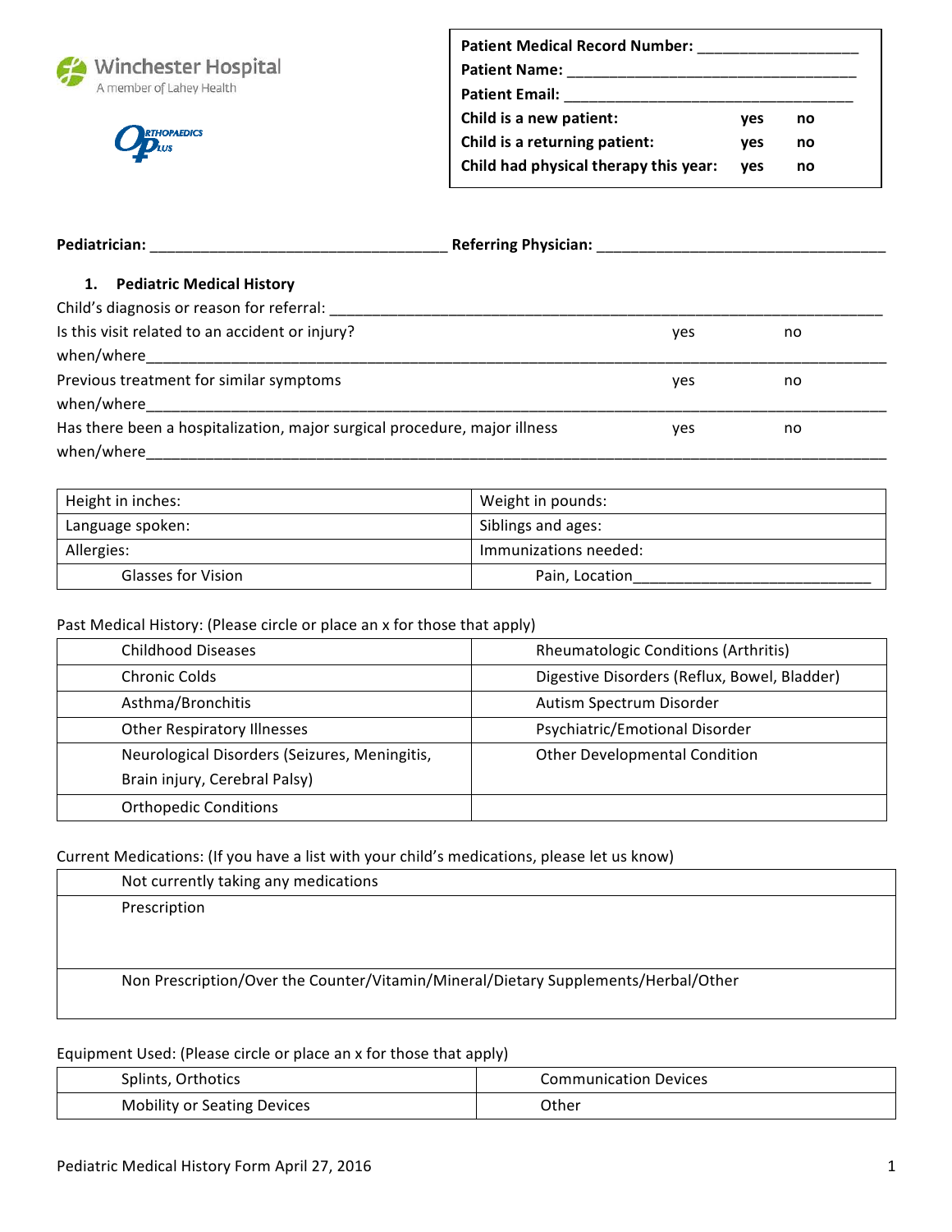Winchester Hospital
A member of Lahey Health

Orthopaedics Plus

**Patient Medical Record Number:** ___________________
**Patient Name:** ___________________________________
**Patient Email:** ___________________________________

| | | |
|---|---|---|
| **Child is a new patient:** | **yes** | **no** |
| **Child is a returning patient:** | **yes** | **no** |
| **Child had physical therapy this year:** | **yes** | **no** |

**Pediatrician:** ___________________________________ **Referring Physician:** ___________________________________

## 1. Pediatric Medical History

Child's diagnosis or reason for referral: _______________________________________________________________

Is this visit related to an accident or injury? yes no
when/where_________________________________________________________________________________

Previous treatment for similar symptoms yes no
when/where_________________________________________________________________________________

Has there been a hospitalization, major surgical procedure, major illness yes no
when/where_________________________________________________________________________________

| | |
|---|---|
| Height in inches: | Weight in pounds: |
| Language spoken: | Siblings and ages: |
| Allergies: | Immunizations needed: |
| Glasses for Vision | Pain, Location___________________________ |

Past Medical History: (Please circle or place an x for those that apply)

| | |
|---|---|
| Childhood Diseases | Rheumatologic Conditions (Arthritis) |
| Chronic Colds | Digestive Disorders (Reflux, Bowel, Bladder) |
| Asthma/Bronchitis | Autism Spectrum Disorder |
| Other Respiratory Illnesses | Psychiatric/Emotional Disorder |
| Neurological Disorders (Seizures, Meningitis, Brain injury, Cerebral Palsy) | Other Developmental Condition |
| Orthopedic Conditions | |

Current Medications: (If you have a list with your child's medications, please let us know)

| |
|---|
| Not currently taking any medications |
| Prescription |
| Non Prescription/Over the Counter/Vitamin/Mineral/Dietary Supplements/Herbal/Other |

Equipment Used: (Please circle or place an x for those that apply)

| | |
|---|---|
| Splints, Orthotics | Communication Devices |
| Mobility or Seating Devices | Other |

Pediatric Medical History Form April 27, 2016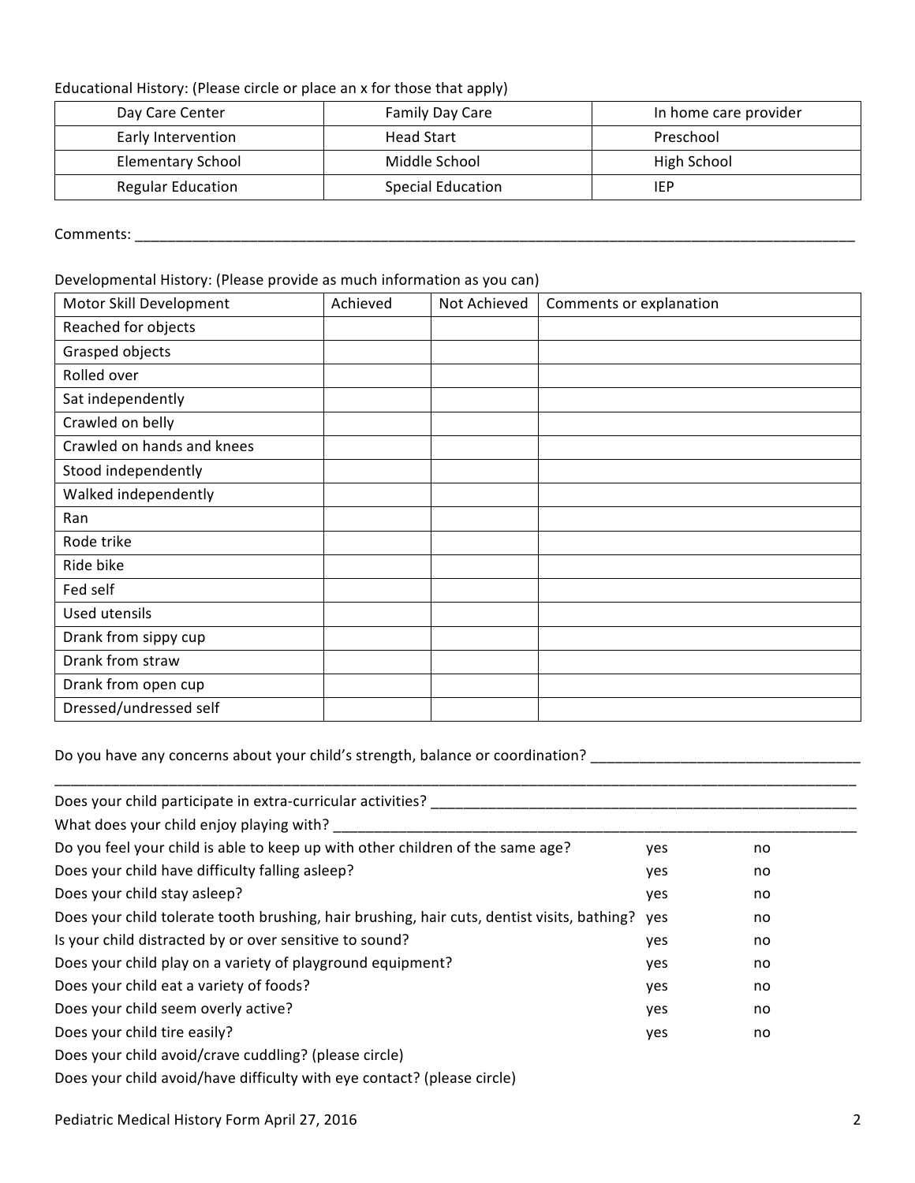Educational History: (Please circle or place an x for those that apply)

| Day Care Center | Family Day Care | In home care provider |
|---|---|---|
| Early Intervention | Head Start | Preschool |
| Elementary School | Middle School | High School |
| Regular Education | Special Education | IEP |

Comments: ______________________________________________________________________________________________

Developmental History: (Please provide as much information as you can)

| Motor Skill Development | Achieved | Not Achieved | Comments or explanation |
|---|---|---|---|
| Reached for objects | | | |
| Grasped objects | | | |
| Rolled over | | | |
| Sat independently | | | |
| Crawled on belly | | | |
| Crawled on hands and knees | | | |
| Stood independently | | | |
| Walked independently | | | |
| Ran | | | |
| Rode trike | | | |
| Ride bike | | | |
| Fed self | | | |
| Used utensils | | | |
| Drank from sippy cup | | | |
| Drank from straw | | | |
| Drank from open cup | | | |
| Dressed/undressed self | | | |

Do you have any concerns about your child's strength, balance or coordination? _________________________________
_____________________________________________________________________________________________________

Does your child participate in extra-curricular activities? ______________________________________________________

What does your child enjoy playing with? ____________________________________________________________________

Do you feel your child is able to keep up with other children of the same age? yes no

Does your child have difficulty falling asleep? yes no

Does your child stay asleep? yes no

Does your child tolerate tooth brushing, hair brushing, hair cuts, dentist visits, bathing? yes no

Is your child distracted by or over sensitive to sound? yes no

Does your child play on a variety of playground equipment? yes no

Does your child eat a variety of foods? yes no

Does your child seem overly active? yes no

Does your child tire easily? yes no

Does your child avoid/crave cuddling? (please circle)

Does your child avoid/have difficulty with eye contact? (please circle)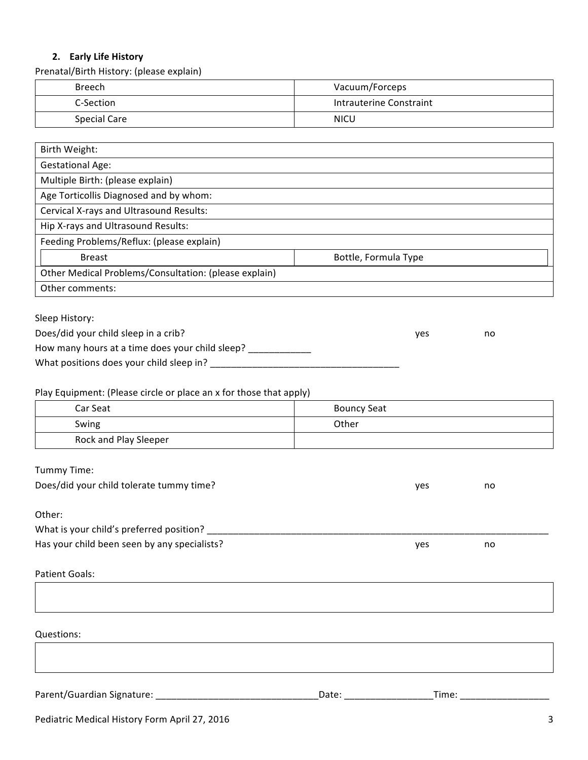### 2. Early Life History

Prenatal/Birth History: (please explain)

| | |
|---|---|
| Breech | Vacuum/Forceps |
| C-Section | Intrauterine Constraint |
| Special Care | NICU |

| | |
|---|---|
| Birth Weight: | |
| Gestational Age: | |
| Multiple Birth: (please explain) | |
| Age Torticollis Diagnosed and by whom: | |
| Cervical X-rays and Ultrasound Results: | |
| Hip X-rays and Ultrasound Results: | |
| Feeding Problems/Reflux: (please explain) | |
| Breast | Bottle, Formula Type |
| Other Medical Problems/Consultation: (please explain) | |
| Other comments: | |

Sleep History:

Does/did your child sleep in a crib? yes no

How many hours at a time does your child sleep? ____________

What positions does your child sleep in? ____________________________________

Play Equipment: (Please circle or place an x for those that apply)

| | |
|---|---|
| Car Seat | Bouncy Seat |
| Swing | Other |
| Rock and Play Sleeper | |

Tummy Time:

Does/did your child tolerate tummy time? yes no

Other:

What is your child's preferred position? ____________________________________________________________________

Has your child been seen by any specialists? yes no

Patient Goals:

| |
|---|
| |

Questions:

| |
|---|
| |

Parent/Guardian Signature: _______________________________Date: ________________Time: ________________

Pediatric Medical History Form April 27, 2016